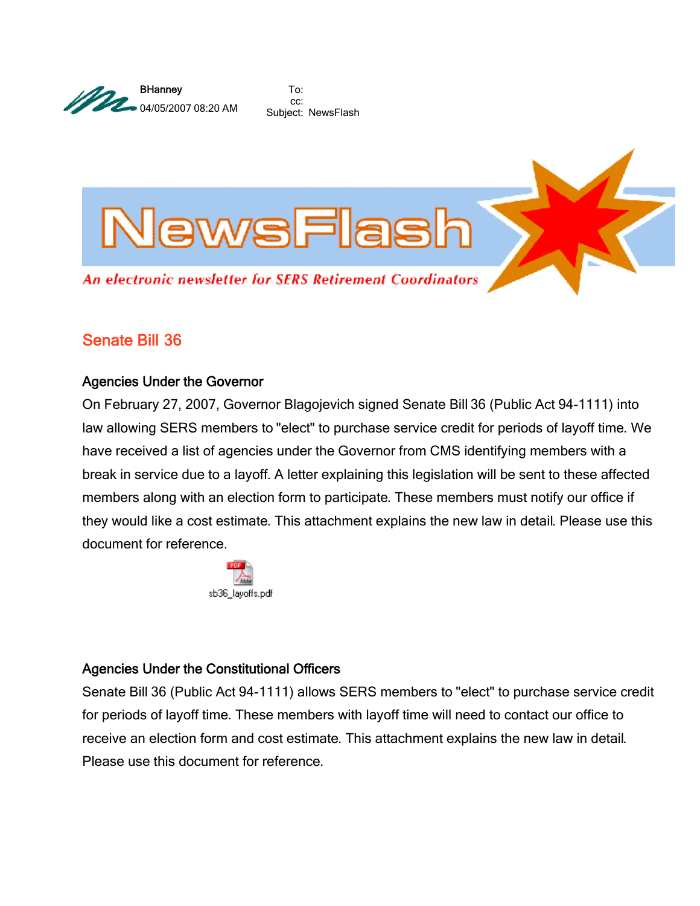BHanney
04/05/2007 08:20 AM

To:
cc:
Subject: NewsFlash

# NewsFlash

*An electronic newsletter for SERS Retirement Coordinators*

## Senate Bill 36

### Agencies Under the Governor

On February 27, 2007, Governor Blagojevich signed Senate Bill 36 (Public Act 94-1111) into law allowing SERS members to "elect" to purchase service credit for periods of layoff time. We have received a list of agencies under the Governor from CMS identifying members with a break in service due to a layoff. A letter explaining this legislation will be sent to these affected members along with an election form to participate. These members must notify our office if they would like a cost estimate. This attachment explains the new law in detail. Please use this document for reference.

sb36_layoffs.pdf

### Agencies Under the Constitutional Officers

Senate Bill 36 (Public Act 94-1111) allows SERS members to "elect" to purchase service credit for periods of layoff time. These members with layoff time will need to contact our office to receive an election form and cost estimate. This attachment explains the new law in detail. Please use this document for reference.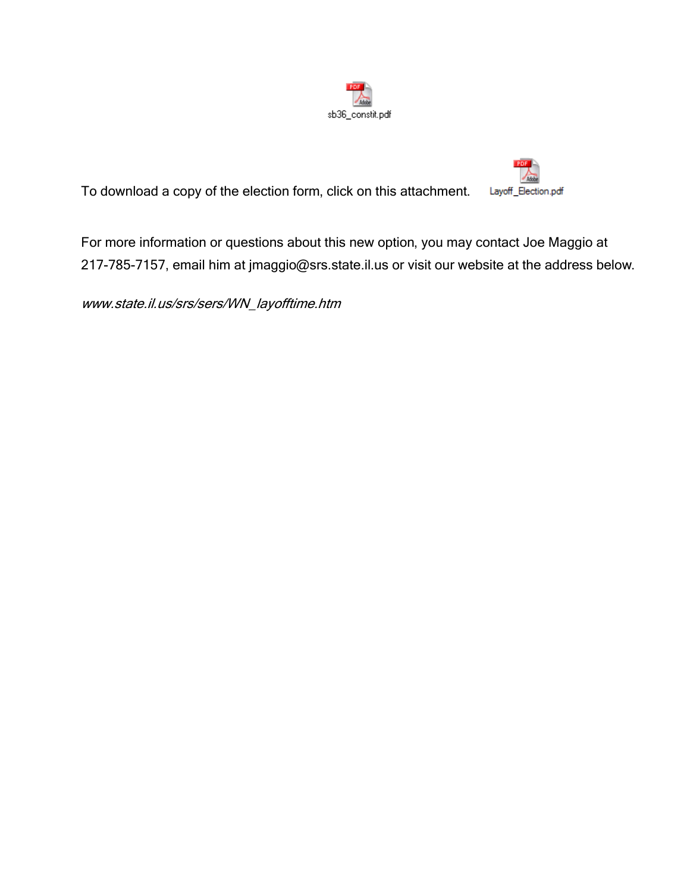sb36_constit.pdf

To download a copy of the election form, click on this attachment. Layoff_Election.pdf

For more information or questions about this new option, you may contact Joe Maggio at 217-785-7157, email him at jmaggio@srs.state.il.us or visit our website at the address below.

*www.state.il.us/srs/sers/WN_layofftime.htm*